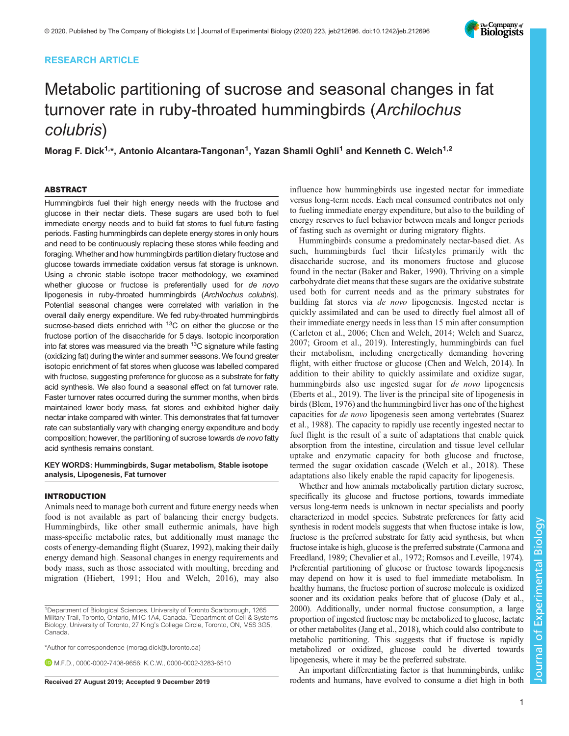RESEARCH ARTICLE

# Metabolic partitioning of sucrose and seasonal changes in fat turnover rate in ruby-throated hummingbirds (*Archilochus colubris*)

**Morag F. Dick[1,*], Antonio Alcantara-Tangonan[1], Yazan Shamli Oghli[1] and Kenneth C. Welch[1,2]**

## ABSTRACT

Hummingbirds fuel their high energy needs with the fructose and glucose in their nectar diets. These sugars are used both to fuel immediate energy needs and to build fat stores to fuel future fasting periods. Fasting hummingbirds can deplete energy stores in only hours and need to be continuously replacing these stores while feeding and foraging. Whether and how hummingbirds partition dietary fructose and glucose towards immediate oxidation versus fat storage is unknown. Using a chronic stable isotope tracer methodology, we examined whether glucose or fructose is preferentially used for *de novo* lipogenesis in ruby-throated hummingbirds (*Archilochus colubris*). Potential seasonal changes were correlated with variation in the overall daily energy expenditure. We fed ruby-throated hummingbirds sucrose-based diets enriched with $^{13}C$ on either the glucose or the fructose portion of the disaccharide for 5 days. Isotopic incorporation into fat stores was measured via the breath $^{13}C$ signature while fasting (oxidizing fat) during the winter and summer seasons. We found greater isotopic enrichment of fat stores when glucose was labelled compared with fructose, suggesting preference for glucose as a substrate for fatty acid synthesis. We also found a seasonal effect on fat turnover rate. Faster turnover rates occurred during the summer months, when birds maintained lower body mass, fat stores and exhibited higher daily nectar intake compared with winter. This demonstrates that fat turnover rate can substantially vary with changing energy expenditure and body composition; however, the partitioning of sucrose towards *de novo* fatty acid synthesis remains constant.

**KEY WORDS: Hummingbirds, Sugar metabolism, Stable isotope analysis, Lipogenesis, Fat turnover**

## INTRODUCTION

Animals need to manage both current and future energy needs when food is not available as part of balancing their energy budgets. Hummingbirds, like other small euthermic animals, have high mass-specific metabolic rates, but additionally must manage the costs of energy-demanding flight (Suarez, 1992), making their daily energy demand high. Seasonal changes in energy requirements and body mass, such as those associated with moulting, breeding and migration (Hiebert, 1991; Hou and Welch, 2016), may also influence how hummingbirds use ingested nectar for immediate versus long-term needs. Each meal consumed contributes not only to fueling immediate energy expenditure, but also to the building of energy reserves to fuel behavior between meals and longer periods of fasting such as overnight or during migratory flights.

Hummingbirds consume a predominately nectar-based diet. As such, hummingbirds fuel their lifestyles primarily with the disaccharide sucrose, and its monomers fructose and glucose found in the nectar (Baker and Baker, 1990). Thriving on a simple carbohydrate diet means that these sugars are the oxidative substrate used both for current needs and as the primary substrates for building fat stores via *de novo* lipogenesis. Ingested nectar is quickly assimilated and can be used to directly fuel almost all of their immediate energy needs in less than 15 min after consumption (Carleton et al., 2006; Chen and Welch, 2014; Welch and Suarez, 2007; Groom et al., 2019). Interestingly, hummingbirds can fuel their metabolism, including energetically demanding hovering flight, with either fructose or glucose (Chen and Welch, 2014). In addition to their ability to quickly assimilate and oxidize sugar, hummingbirds also use ingested sugar for *de novo* lipogenesis (Eberts et al., 2019). The liver is the principal site of lipogenesis in birds (Blem, 1976) and the hummingbird liver has one of the highest capacities for *de novo* lipogenesis seen among vertebrates (Suarez et al., 1988). The capacity to rapidly use recently ingested nectar to fuel flight is the result of a suite of adaptations that enable quick absorption from the intestine, circulation and tissue level cellular uptake and enzymatic capacity for both glucose and fructose, termed the sugar oxidation cascade (Welch et al., 2018). These adaptations also likely enable the rapid capacity for lipogenesis.

Whether and how animals metabolically partition dietary sucrose, specifically its glucose and fructose portions, towards immediate versus long-term needs is unknown in nectar specialists and poorly characterized in model species. Substrate preferences for fatty acid synthesis in rodent models suggests that when fructose intake is low, fructose is the preferred substrate for fatty acid synthesis, but when fructose intake is high, glucose is the preferred substrate (Carmona and Freedland, 1989; Chevalier et al., 1972; Romsos and Leveille, 1974). Preferential partitioning of glucose or fructose towards lipogenesis may depend on how it is used to fuel immediate metabolism. In healthy humans, the fructose portion of sucrose molecule is oxidized sooner and its oxidation peaks before that of glucose (Daly et al., 2000). Additionally, under normal fructose consumption, a large proportion of ingested fructose may be metabolized to glucose, lactate or other metabolites (Jang et al., 2018), which could also contribute to metabolic partitioning. This suggests that if fructose is rapidly metabolized or oxidized, glucose could be diverted towards lipogenesis, where it may be the preferred substrate.

An important differentiating factor is that hummingbirds, unlike rodents and humans, have evolved to consume a diet high in both

[1]Department of Biological Sciences, University of Toronto Scarborough, 1265 Military Trail, Toronto, Ontario, M1C 1A4, Canada. [2]Department of Cell & Systems Biology, University of Toronto, 27 King's College Circle, Toronto, ON, M5S 3G5, Canada.

*Author for correspondence (morag.dick@utoronto.ca)

M.F.D., 0000-0002-7408-9656; K.C.W., 0000-0002-3283-6510

Received 27 August 2019; Accepted 9 December 2019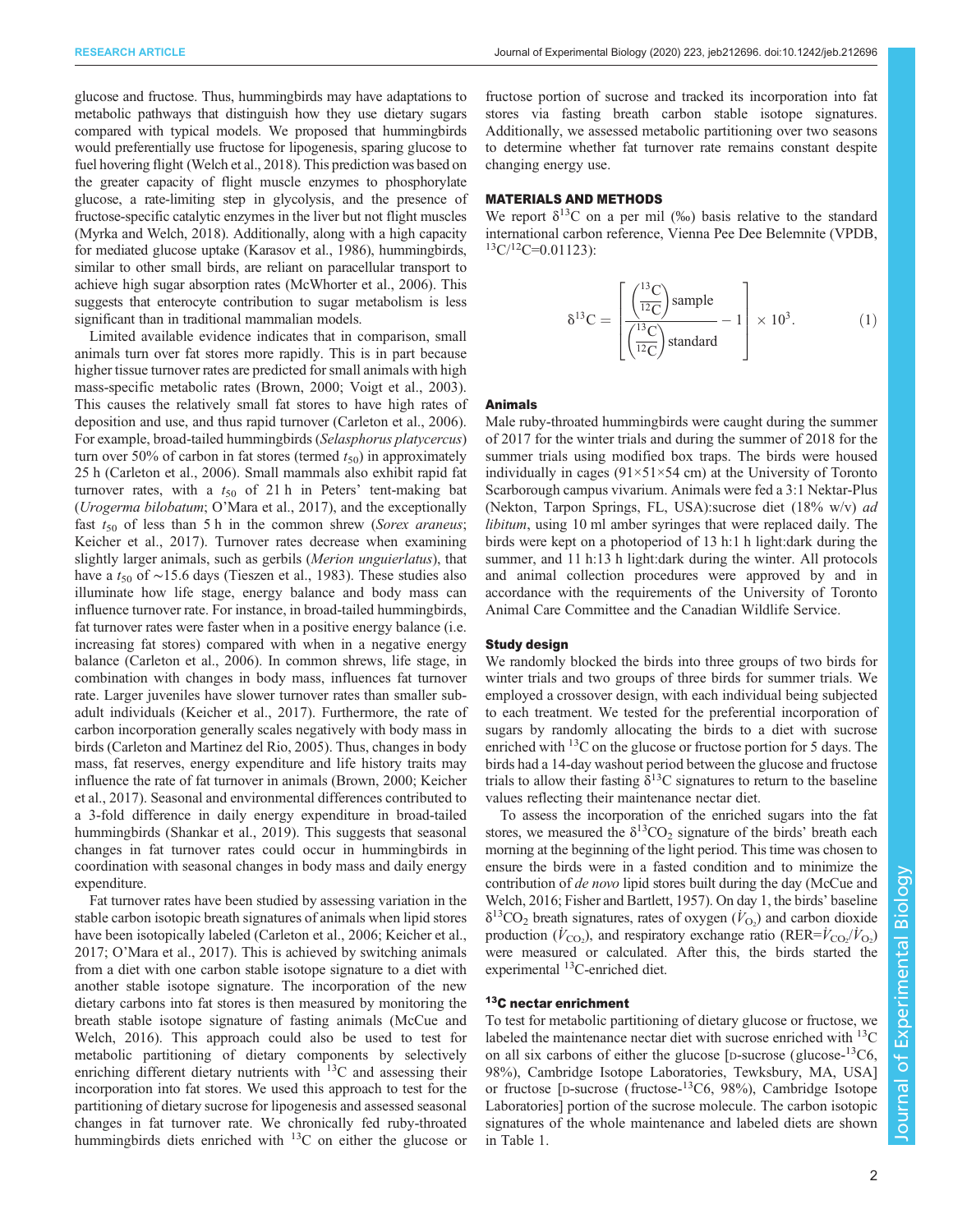glucose and fructose. Thus, hummingbirds may have adaptations to metabolic pathways that distinguish how they use dietary sugars compared with typical models. We proposed that hummingbirds would preferentially use fructose for lipogenesis, sparing glucose to fuel hovering flight (Welch et al., 2018). This prediction was based on the greater capacity of flight muscle enzymes to phosphorylate glucose, a rate-limiting step in glycolysis, and the presence of fructose-specific catalytic enzymes in the liver but not flight muscles (Myrka and Welch, 2018). Additionally, along with a high capacity for mediated glucose uptake (Karasov et al., 1986), hummingbirds, similar to other small birds, are reliant on paracellular transport to achieve high sugar absorption rates (McWhorter et al., 2006). This suggests that enterocyte contribution to sugar metabolism is less significant than in traditional mammalian models.

Limited available evidence indicates that in comparison, small animals turn over fat stores more rapidly. This is in part because higher tissue turnover rates are predicted for small animals with high mass-specific metabolic rates (Brown, 2000; Voigt et al., 2003). This causes the relatively small fat stores to have high rates of deposition and use, and thus rapid turnover (Carleton et al., 2006). For example, broad-tailed hummingbirds (*Selasphorus platycercus*) turn over 50% of carbon in fat stores (termed $t_{50}$) in approximately 25 h (Carleton et al., 2006). Small mammals also exhibit rapid fat turnover rates, with a $t_{50}$ of 21 h in Peters' tent-making bat (*Urogerma bilobatum*; O'Mara et al., 2017), and the exceptionally fast $t_{50}$ of less than 5 h in the common shrew (*Sorex araneus*; Keicher et al., 2017). Turnover rates decrease when examining slightly larger animals, such as gerbils (*Merion unguierlatus*), that have a $t_{50}$ of ∼15.6 days (Tieszen et al., 1983). These studies also illuminate how life stage, energy balance and body mass can influence turnover rate. For instance, in broad-tailed hummingbirds, fat turnover rates were faster when in a positive energy balance (i.e. increasing fat stores) compared with when in a negative energy balance (Carleton et al., 2006). In common shrews, life stage, in combination with changes in body mass, influences fat turnover rate. Larger juveniles have slower turnover rates than smaller sub-adult individuals (Keicher et al., 2017). Furthermore, the rate of carbon incorporation generally scales negatively with body mass in birds (Carleton and Martinez del Rio, 2005). Thus, changes in body mass, fat reserves, energy expenditure and life history traits may influence the rate of fat turnover in animals (Brown, 2000; Keicher et al., 2017). Seasonal and environmental differences contributed to a 3-fold difference in daily energy expenditure in broad-tailed hummingbirds (Shankar et al., 2019). This suggests that seasonal changes in fat turnover rates could occur in hummingbirds in coordination with seasonal changes in body mass and daily energy expenditure.

Fat turnover rates have been studied by assessing variation in the stable carbon isotopic breath signatures of animals when lipid stores have been isotopically labeled (Carleton et al., 2006; Keicher et al., 2017; O'Mara et al., 2017). This is achieved by switching animals from a diet with one carbon stable isotope signature to a diet with another stable isotope signature. The incorporation of the new dietary carbons into fat stores is then measured by monitoring the breath stable isotope signature of fasting animals (McCue and Welch, 2016). This approach could also be used to test for metabolic partitioning of dietary components by selectively enriching different dietary nutrients with $^{13}C$ and assessing their incorporation into fat stores. We used this approach to test for the partitioning of dietary sucrose for lipogenesis and assessed seasonal changes in fat turnover rate. We chronically fed ruby-throated hummingbirds diets enriched with $^{13}C$ on either the glucose or fructose portion of sucrose and tracked its incorporation into fat stores via fasting breath carbon stable isotope signatures. Additionally, we assessed metabolic partitioning over two seasons to determine whether fat turnover rate remains constant despite changing energy use.

## MATERIALS AND METHODS

We report $\delta^{13}C$ on a per mil (‰) basis relative to the standard international carbon reference, Vienna Pee Dee Belemnite (VPDB, $^{13}C/^{12}C=0.01123$):

$$\delta^{13}C = \left[ \frac{\left(\frac{^{13}C}{^{12}C}\right)\text{sample}}{\left(\frac{^{13}C}{^{12}C}\right)\text{standard}} - 1 \right] \times 10^3. \quad (1)$$

### Animals

Male ruby-throated hummingbirds were caught during the summer of 2017 for the winter trials and during the summer of 2018 for the summer trials using modified box traps. The birds were housed individually in cages (91×51×54 cm) at the University of Toronto Scarborough campus vivarium. Animals were fed a 3:1 Nektar-Plus (Nekton, Tarpon Springs, FL, USA):sucrose diet (18% w/v) *ad libitum*, using 10 ml amber syringes that were replaced daily. The birds were kept on a photoperiod of 13 h:1 h light:dark during the summer, and 11 h:13 h light:dark during the winter. All protocols and animal collection procedures were approved by and in accordance with the requirements of the University of Toronto Animal Care Committee and the Canadian Wildlife Service.

### Study design

We randomly blocked the birds into three groups of two birds for winter trials and two groups of three birds for summer trials. We employed a crossover design, with each individual being subjected to each treatment. We tested for the preferential incorporation of sugars by randomly allocating the birds to a diet with sucrose enriched with $^{13}C$ on the glucose or fructose portion for 5 days. The birds had a 14-day washout period between the glucose and fructose trials to allow their fasting $\delta^{13}C$ signatures to return to the baseline values reflecting their maintenance nectar diet.

To assess the incorporation of the enriched sugars into the fat stores, we measured the $\delta^{13}CO_2$ signature of the birds' breath each morning at the beginning of the light period. This time was chosen to ensure the birds were in a fasted condition and to minimize the contribution of *de novo* lipid stores built during the day (McCue and Welch, 2016; Fisher and Bartlett, 1957). On day 1, the birds' baseline $\delta^{13}CO_2$ breath signatures, rates of oxygen ($\dot{V}_{O_2}$) and carbon dioxide production ($\dot{V}_{CO_2}$), and respiratory exchange ratio (RER=$\dot{V}_{CO_2}/\dot{V}_{O_2}$) were measured or calculated. After this, the birds started the experimental $^{13}C$-enriched diet.

### $^{13}C$ nectar enrichment

To test for metabolic partitioning of dietary glucose or fructose, we labeled the maintenance nectar diet with sucrose enriched with $^{13}C$ on all six carbons of either the glucose [D-sucrose (glucose-$^{13}C6$, 98%), Cambridge Isotope Laboratories, Tewksbury, MA, USA] or fructose [D-sucrose (fructose-$^{13}C6$, 98%), Cambridge Isotope Laboratories] portion of the sucrose molecule. The carbon isotopic signatures of the whole maintenance and labeled diets are shown in Table 1.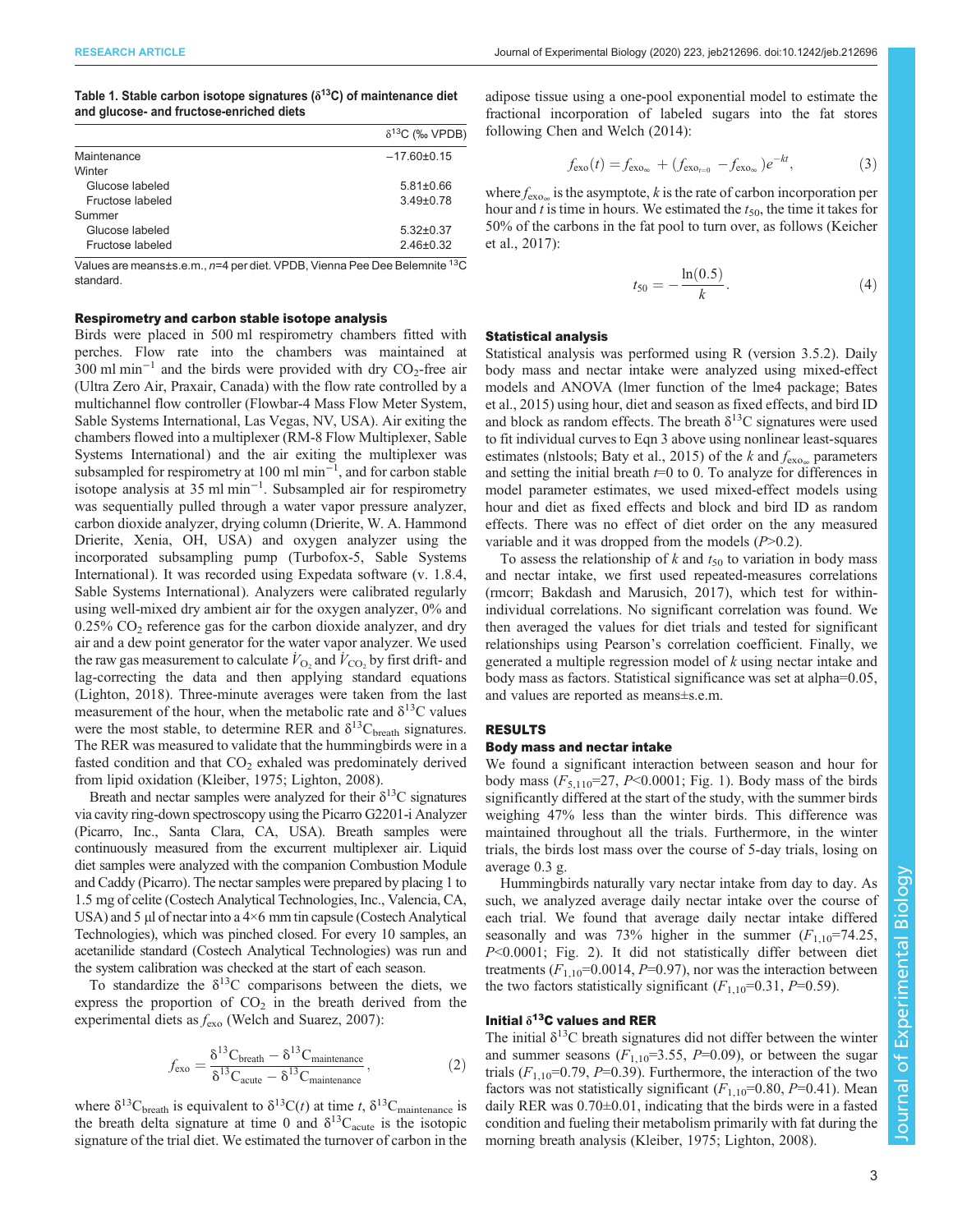**Table 1. Stable carbon isotope signatures ($\delta^{13}C$) of maintenance diet and glucose- and fructose-enriched diets**

| | $\delta^{13}C$ (‰ VPDB) |
|---|---|
| Maintenance | −17.60±0.15 |
| Winter | |
| Glucose labeled | 5.81±0.66 |
| Fructose labeled | 3.49±0.78 |
| Summer | |
| Glucose labeled | 5.32±0.37 |
| Fructose labeled | 2.46±0.32 |

Values are means±s.e.m., *n*=4 per diet. VPDB, Vienna Pee Dee Belemnite $^{13}C$ standard.

### Respirometry and carbon stable isotope analysis

Birds were placed in 500 ml respirometry chambers fitted with perches. Flow rate into the chambers was maintained at 300 ml min$^{-1}$ and the birds were provided with dry $CO_2$-free air (Ultra Zero Air, Praxair, Canada) with the flow rate controlled by a multichannel flow controller (Flowbar-4 Mass Flow Meter System, Sable Systems International, Las Vegas, NV, USA). After exiting the chambers flowed into a multiplexer (RM-8 Flow Multiplexer, Sable Systems International) and the air exiting the multiplexer was subsampled for respirometry at 100 ml min$^{-1}$, and for carbon stable isotope analysis at 35 ml min$^{-1}$. Subsampled air for respirometry was sequentially pulled through a water vapor pressure analyzer, carbon dioxide analyzer, drying column (Drierite, W. A. Hammond Drierite, Xenia, OH, USA) and oxygen analyzer using the incorporated subsampling pump (Turbofox-5, Sable Systems International). It was recorded using Expedata software (v. 1.8.4, Sable Systems International). Analyzers were calibrated regularly using well-mixed dry ambient air for the oxygen analyzer, 0% and 0.25% $CO_2$ reference gas for the carbon dioxide analyzer, and dry air and a dew point generator for the water vapor analyzer. We used the raw gas measurement to calculate $\dot{V}_{O_2}$ and $\dot{V}_{CO_2}$ by first drift- and lag-correcting the data and then applying standard equations (Lighton, 2018). Three-minute averages were taken from the last measurement of the hour, when the metabolic rate and $\delta^{13}C$ values were the most stable, to determine RER and $\delta^{13}C_{breath}$ signatures. The RER was measured to validate that the hummingbirds were in a fasted condition and that $CO_2$ exhaled was predominately derived from lipid oxidation (Kleiber, 1975; Lighton, 2008).

Breath and nectar samples were analyzed for their $\delta^{13}C$ signatures via cavity ring-down spectroscopy using the Picarro G2201-i Analyzer (Picarro, Inc., Santa Clara, CA, USA). Breath samples were continuously measured from the excurrent multiplexer air. Liquid diet samples were analyzed with the companion Combustion Module and Caddy (Picarro). The nectar samples were prepared by placing 1 to 1.5 mg of celite (Costech Analytical Technologies, Inc., Valencia, CA, USA) and 5 µl of nectar into a 4×6 mm tin capsule (Costech Analytical Technologies), which was pinched closed. For every 10 samples, an acetanilide standard (Costech Analytical Technologies) was run and the system calibration was checked at the start of each season.

To standardize the $\delta^{13}C$ comparisons between the diets, we express the proportion of $CO_2$ in the breath derived from the experimental diets as $f_{exo}$ (Welch and Suarez, 2007):

$$f_{exo} = \frac{\delta^{13}C_{breath} - \delta^{13}C_{maintenance}}{\delta^{13}C_{acute} - \delta^{13}C_{maintenance}}, \quad (2)$$

where $\delta^{13}C_{breath}$ is equivalent to $\delta^{13}C(t)$ at time $t$, $\delta^{13}C_{maintenance}$ is the breath delta signature at time 0 and $\delta^{13}C_{acute}$ is the isotopic signature of the trial diet. We estimated the turnover of carbon in the adipose tissue using a one-pool exponential model to estimate the fractional incorporation of labeled sugars into the fat stores following Chen and Welch (2014):

$$f_{exo}(t) = f_{exo_\infty} + (f_{exo_{t=0}} - f_{exo_\infty})e^{-kt}, \quad (3)$$

where $f_{exo_\infty}$ is the asymptote, $k$ is the rate of carbon incorporation per hour and $t$ is time in hours. We estimated the $t_{50}$, the time it takes for 50% of the carbons in the fat pool to turn over, as follows (Keicher et al., 2017):

$$t_{50} = -\frac{\ln(0.5)}{k}. \quad (4)$$

### Statistical analysis

Statistical analysis was performed using R (version 3.5.2). Daily body mass and nectar intake were analyzed using mixed-effect models and ANOVA (lmer function of the lme4 package; Bates et al., 2015) using hour, diet and season as fixed effects, and bird ID and block as random effects. The breath $\delta^{13}C$ signatures were used to fit individual curves to Eqn 3 above using nonlinear least-squares estimates (nlstools; Baty et al., 2015) of the $k$ and $f_{exo_\infty}$ parameters and setting the initial breath $t$=0 to 0. To analyze for differences in model parameter estimates, we used mixed-effect models using hour and diet as fixed effects and block and bird ID as random effects. There was no effect of diet order on the any measured variable and it was dropped from the models ($P$>0.2).

To assess the relationship of $k$ and $t_{50}$ to variation in body mass and nectar intake, we first used repeated-measures correlations (rmcorr; Bakdash and Marusich, 2017), which test for within-individual correlations. No significant correlation was found. We then averaged the values for diet trials and tested for significant relationships using Pearson's correlation coefficient. Finally, we generated a multiple regression model of $k$ using nectar intake and body mass as factors. Statistical significance was set at alpha=0.05, and values are reported as means±s.e.m.

## RESULTS

### Body mass and nectar intake

We found a significant interaction between season and hour for body mass ($F_{5,110}$=27, $P$<0.0001; Fig. 1). Body mass of the birds significantly differed at the start of the study, with the summer birds weighing 47% less than the winter birds. This difference was maintained throughout all the trials. Furthermore, in the winter trials, the birds lost mass over the course of 5-day trials, losing on average 0.3 g.

Hummingbirds naturally vary nectar intake from day to day. As such, we analyzed average daily nectar intake over the course of each trial. We found that average daily nectar intake differed seasonally and was 73% higher in the summer ($F_{1,10}$=74.25, $P$<0.0001; Fig. 2). It did not statistically differ between diet treatments ($F_{1,10}$=0.0014, $P$=0.97), nor was the interaction between the two factors statistically significant ($F_{1,10}$=0.31, $P$=0.59).

### Initial $\delta^{13}C$ values and RER

The initial $\delta^{13}C$ breath signatures did not differ between the winter and summer seasons ($F_{1,10}$=3.55, $P$=0.09), or between the sugar trials ($F_{1,10}$=0.79, $P$=0.39). Furthermore, the interaction of the two factors was not statistically significant ($F_{1,10}$=0.80, $P$=0.41). Mean daily RER was 0.70±0.01, indicating that the birds were in a fasted condition and fueling their metabolism primarily with fat during the morning breath analysis (Kleiber, 1975; Lighton, 2008).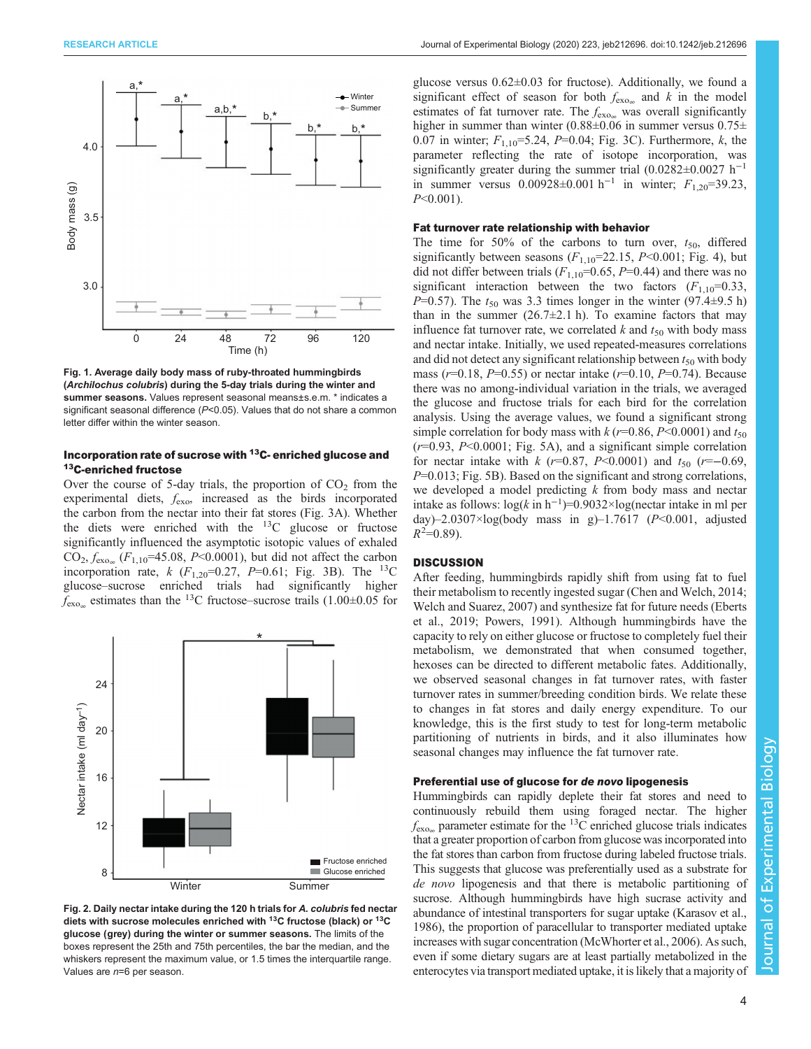Fig. 1. Average daily body mass of ruby-throated hummingbirds (*Archilochus colubris*) during the 5-day trials during the winter and summer seasons. Values represent seasonal means±s.e.m. * indicates a significant seasonal difference ($P<0.05$). Values that do not share a common letter differ within the winter season.

### Incorporation rate of sucrose with $^{13}C$- enriched glucose and $^{13}C$-enriched fructose

Over the course of 5-day trials, the proportion of $CO_2$ from the experimental diets, $f_{exo}$, increased as the birds incorporated the carbon from the nectar into their fat stores (Fig. 3A). Whether the diets were enriched with the $^{13}C$ glucose or fructose significantly influenced the asymptotic isotopic values of exhaled $CO_2$, $f_{exo_\infty}$ ($F_{1,10}$=45.08, $P$<0.0001), but did not affect the carbon incorporation rate, $k$ ($F_{1,20}$=0.27, $P$=0.61; Fig. 3B). The $^{13}C$ glucose–sucrose enriched trials had significantly higher $f_{exo_\infty}$ estimates than the $^{13}C$ fructose–sucrose trails (1.00±0.05 for glucose versus 0.62±0.03 for fructose). Additionally, we found a significant effect of season for both $f_{exo_\infty}$ and $k$ in the model estimates of fat turnover rate. The $f_{exo_\infty}$ was overall significantly higher in summer than winter (0.88±0.06 in summer versus 0.75±0.07 in winter; $F_{1,10}$=5.24, $P$=0.04; Fig. 3C). Furthermore, $k$, the parameter reflecting the rate of isotope incorporation, was significantly greater during the summer trial (0.0282±0.0027 $h^{-1}$ in summer versus 0.00928±0.001 $h^{-1}$ in winter; $F_{1,20}$=39.23, $P$<0.001).

Fig. 2. Daily nectar intake during the 120 h trials for *A. colubris* fed nectar diets with sucrose molecules enriched with $^{13}C$ fructose (black) or $^{13}C$ glucose (grey) during the winter or summer seasons. The limits of the boxes represent the 25th and 75th percentiles, the bar the median, and the whiskers represent the maximum value, or 1.5 times the interquartile range. Values are $n$=6 per season.

### Fat turnover rate relationship with behavior

The time for 50% of the carbons to turn over, $t_{50}$, differed significantly between seasons ($F_{1,10}$=22.15, $P$<0.001; Fig. 4), but did not differ between trials ($F_{1,10}$=0.65, $P$=0.44) and there was no significant interaction between the two factors ($F_{1,10}$=0.33, $P$=0.57). The $t_{50}$ was 3.3 times longer in the winter (97.4±9.5 h) than in the summer (26.7±2.1 h). To examine factors that may influence fat turnover rate, we correlated $k$ and $t_{50}$ with body mass and nectar intake. Initially, we used repeated-measures correlations and did not detect any significant relationship between $t_{50}$ with body mass ($r$=0.18, $P$=0.55) or nectar intake ($r$=0.10, $P$=0.74). Because there was no among-individual variation in the trials, we averaged the glucose and fructose trials for each bird for the correlation analysis. Using the average values, we found a significant strong simple correlation for body mass with $k$ ($r$=0.86, $P$<0.0001) and $t_{50}$ ($r$=0.93, $P$<0.0001; Fig. 5A), and a significant simple correlation for nectar intake with $k$ ($r$=0.87, $P$<0.0001) and $t_{50}$ ($r$=−0.69, $P$=0.013; Fig. 5B). Based on the significant and strong correlations, we developed a model predicting $k$ from body mass and nectar intake as follows: $\log(k \text{ in } h^{-1})=0.9032\times\log(\text{nectar intake in ml per day})-2.0307\times\log(\text{body mass in g})-1.7617$ ($P$<0.001, adjusted $R^2$=0.89).

## DISCUSSION

After feeding, hummingbirds rapidly shift from using fat to fuel their metabolism to recently ingested sugar (Chen and Welch, 2014; Welch and Suarez, 2007) and synthesize fat for future needs (Eberts et al., 2019; Powers, 1991). Although hummingbirds have the capacity to rely on either glucose or fructose to completely fuel their metabolism, we demonstrated that when consumed together, hexoses can be directed to different metabolic fates. Additionally, we observed seasonal changes in fat turnover rates, with faster turnover rates in summer/breeding condition birds. We relate these to changes in fat stores and daily energy expenditure. To our knowledge, this is the first study to test for long-term metabolic partitioning of nutrients in birds, and it also illuminates how seasonal changes may influence the fat turnover rate.

### Preferential use of glucose for *de novo* lipogenesis

Hummingbirds can rapidly deplete their fat stores and need to continuously rebuild them using foraged nectar. The higher $f_{exo_\infty}$ parameter estimate for the $^{13}C$ enriched glucose trials indicates that a greater proportion of carbon from glucose was incorporated into the fat stores than carbon from fructose during labeled fructose trials. This suggests that glucose was preferentially used as a substrate for *de novo* lipogenesis and that there is metabolic partitioning of sucrose. Although hummingbirds have high sucrase activity and abundance of intestinal transporters for sugar uptake (Karasov et al., 1986), the proportion of paracellular to transporter mediated uptake increases with sugar concentration (McWhorter et al., 2006). As such, even if some dietary sugars are at least partially metabolized in the enterocytes via transport mediated uptake, it is likely that a majority of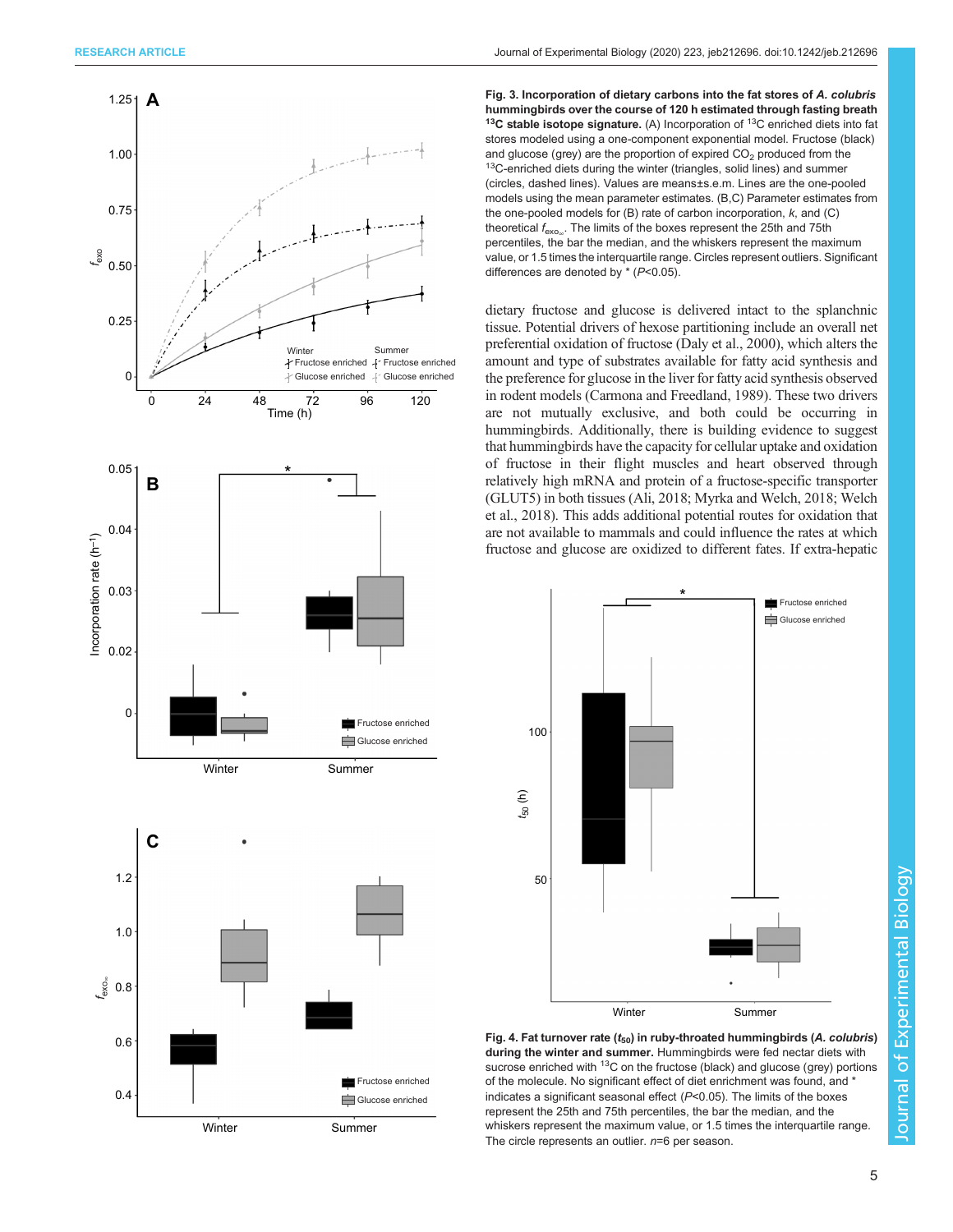**Fig. 3. Incorporation of dietary carbons into the fat stores of *A. colubris* hummingbirds over the course of 120 h estimated through fasting breath $^{13}$C stable isotope signature.** (A) Incorporation of $^{13}$C enriched diets into fat stores modeled using a one-component exponential model. Fructose (black) and glucose (grey) are the proportion of expired $CO_2$ produced from the $^{13}$C-enriched diets during the winter (triangles, solid lines) and summer (circles, dashed lines). Values are means±s.e.m. Lines are the one-pooled models using the mean parameter estimates. (B,C) Parameter estimates from the one-pooled models for (B) rate of carbon incorporation, *k*, and (C) theoretical $f_{exo_\infty}$. The limits of the boxes represent the 25th and 75th percentiles, the bar the median, and the whiskers represent the maximum value, or 1.5 times the interquartile range. Circles represent outliers. Significant differences are denoted by * ($P$<0.05).

dietary fructose and glucose is delivered intact to the splanchnic tissue. Potential drivers of hexose partitioning include an overall net preferential oxidation of fructose (Daly et al., 2000), which alters the amount and type of substrates available for fatty acid synthesis and the preference for glucose in the liver for fatty acid synthesis observed in rodent models (Carmona and Freedland, 1989). These two drivers are not mutually exclusive, and both could be occurring in hummingbirds. Additionally, there is building evidence to suggest that hummingbirds have the capacity for cellular uptake and oxidation of fructose in their flight muscles and heart observed through relatively high mRNA and protein of a fructose-specific transporter (GLUT5) in both tissues (Ali, 2018; Myrka and Welch, 2018; Welch et al., 2018). This adds additional potential routes for oxidation that are not available to mammals and could influence the rates at which fructose and glucose are oxidized to different fates. If extra-hepatic

**Fig. 4. Fat turnover rate ($t_{50}$) in ruby-throated hummingbirds (*A. colubris*) during the winter and summer.** Hummingbirds were fed nectar diets with sucrose enriched with $^{13}$C on the fructose (black) and glucose (grey) portions of the molecule. No significant effect of diet enrichment was found, and * indicates a significant seasonal effect ($P$<0.05). The limits of the boxes represent the 25th and 75th percentiles, the bar the median, and the whiskers represent the maximum value, or 1.5 times the interquartile range. The circle represents an outlier. *n*=6 per season.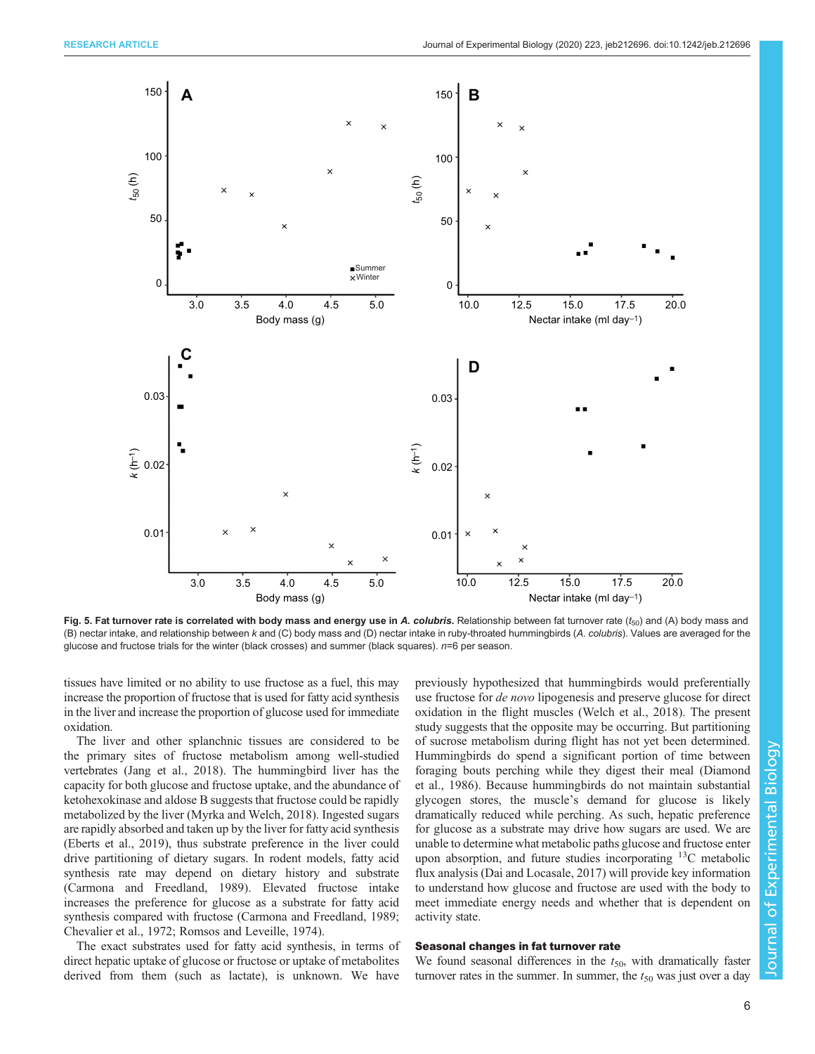**Fig. 5. Fat turnover rate is correlated with body mass and energy use in *A. colubris*.** Relationship between fat turnover rate ($t_{50}$) and (A) body mass and (B) nectar intake, and relationship between $k$ and (C) body mass and (D) nectar intake in ruby-throated hummingbirds (*A. colubris*). Values are averaged for the glucose and fructose trials for the winter (black crosses) and summer (black squares). $n$=6 per season.

tissues have limited or no ability to use fructose as a fuel, this may increase the proportion of fructose that is used for fatty acid synthesis in the liver and increase the proportion of glucose used for immediate oxidation.

The liver and other splanchnic tissues are considered to be the primary sites of fructose metabolism among well-studied vertebrates (Jang et al., 2018). The hummingbird liver has the capacity for both glucose and fructose uptake, and the abundance of ketohexokinase and aldose B suggests that fructose could be rapidly metabolized by the liver (Myrka and Welch, 2018). Ingested sugars are rapidly absorbed and taken up by the liver for fatty acid synthesis (Eberts et al., 2019), thus substrate preference in the liver could drive partitioning of dietary sugars. In rodent models, fatty acid synthesis rate may depend on dietary history and substrate (Carmona and Freedland, 1989). Elevated fructose intake increases the preference for glucose as a substrate for fatty acid synthesis compared with fructose (Carmona and Freedland, 1989; Chevalier et al., 1972; Romsos and Leveille, 1974).

The exact substrates used for fatty acid synthesis, in terms of direct hepatic uptake of glucose or fructose or uptake of metabolites derived from them (such as lactate), is unknown. We have previously hypothesized that hummingbirds would preferentially use fructose for *de novo* lipogenesis and preserve glucose for direct oxidation in the flight muscles (Welch et al., 2018). The present study suggests that the opposite may be occurring. But partitioning of sucrose metabolism during flight has not yet been determined. Hummingbirds do spend a significant portion of time between foraging bouts perching while they digest their meal (Diamond et al., 1986). Because hummingbirds do not maintain substantial glycogen stores, the muscle's demand for glucose is likely dramatically reduced while perching. As such, hepatic preference for glucose as a substrate may drive how sugars are used. We are unable to determine what metabolic paths glucose and fructose enter upon absorption, and future studies incorporating $^{13}C$ metabolic flux analysis (Dai and Locasale, 2017) will provide key information to understand how glucose and fructose are used with the body to meet immediate energy needs and whether that is dependent on activity state.

### Seasonal changes in fat turnover rate

We found seasonal differences in the $t_{50}$, with dramatically faster turnover rates in the summer. In summer, the $t_{50}$ was just over a day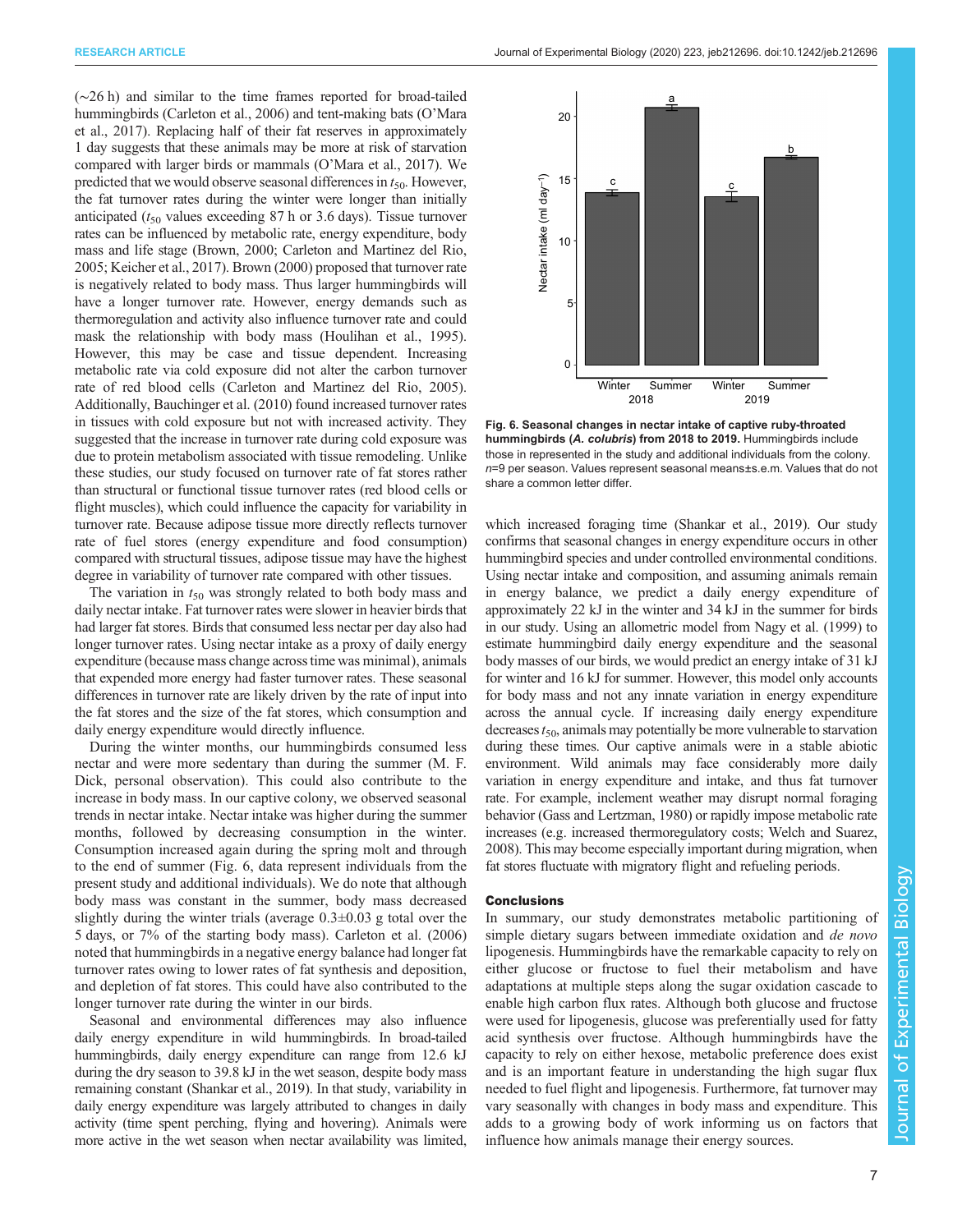(~26 h) and similar to the time frames reported for broad-tailed hummingbirds (Carleton et al., 2006) and tent-making bats (O'Mara et al., 2017). Replacing half of their fat reserves in approximately 1 day suggests that these animals may be more at risk of starvation compared with larger birds or mammals (O'Mara et al., 2017). We predicted that we would observe seasonal differences in $t_{50}$. However, the fat turnover rates during the winter were longer than initially anticipated ($t_{50}$ values exceeding 87 h or 3.6 days). Tissue turnover rates can be influenced by metabolic rate, energy expenditure, body mass and life stage (Brown, 2000; Carleton and Martinez del Rio, 2005; Keicher et al., 2017). Brown (2000) proposed that turnover rate is negatively related to body mass. Thus larger hummingbirds will have a longer turnover rate. However, energy demands such as thermoregulation and activity also influence turnover rate and could mask the relationship with body mass (Houlihan et al., 1995). However, this may be case and tissue dependent. Increasing metabolic rate via cold exposure did not alter the carbon turnover rate of red blood cells (Carleton and Martinez del Rio, 2005). Additionally, Bauchinger et al. (2010) found increased turnover rates in tissues with cold exposure but not with increased activity. They suggested that the increase in turnover rate during cold exposure was due to protein metabolism associated with tissue remodeling. Unlike these studies, our study focused on turnover rate of fat stores rather than structural or functional tissue turnover rates (red blood cells or flight muscles), which could influence the capacity for variability in turnover rate. Because adipose tissue more directly reflects turnover rate of fuel stores (energy expenditure and food consumption) compared with structural tissues, adipose tissue may have the highest degree in variability of turnover rate compared with other tissues.

The variation in $t_{50}$ was strongly related to both body mass and daily nectar intake. Fat turnover rates were slower in heavier birds that had larger fat stores. Birds that consumed less nectar per day also had longer turnover rates. Using nectar intake as a proxy of daily energy expenditure (because mass change across time was minimal), animals that expended more energy had faster turnover rates. These seasonal differences in turnover rate are likely driven by the rate of input into the fat stores and the size of the fat stores, which consumption and daily energy expenditure would directly influence.

During the winter months, our hummingbirds consumed less nectar and were more sedentary than during the summer (M. F. Dick, personal observation). This could also contribute to the increase in body mass. In our captive colony, we observed seasonal trends in nectar intake. Nectar intake was higher during the summer months, followed by decreasing consumption in the winter. Consumption increased again during the spring molt and through to the end of summer (Fig. 6, data represent individuals from the present study and additional individuals). We do note that although body mass was constant in the summer, body mass decreased slightly during the winter trials (average 0.3±0.03 g total over the 5 days, or 7% of the starting body mass). Carleton et al. (2006) noted that hummingbirds in a negative energy balance had longer fat turnover rates owing to lower rates of fat synthesis and deposition, and depletion of fat stores. This could have also contributed to the longer turnover rate during the winter in our birds.

Seasonal and environmental differences may also influence daily energy expenditure in wild hummingbirds. In broad-tailed hummingbirds, daily energy expenditure can range from 12.6 kJ during the dry season to 39.8 kJ in the wet season, despite body mass remaining constant (Shankar et al., 2019). In that study, variability in daily energy expenditure was largely attributed to changes in daily activity (time spent perching, flying and hovering). Animals were more active in the wet season when nectar availability was limited, which increased foraging time (Shankar et al., 2019). Our study confirms that seasonal changes in energy expenditure occurs in other hummingbird species and under controlled environmental conditions. Using nectar intake and composition, and assuming animals remain in energy balance, we predict a daily energy expenditure of approximately 22 kJ in the winter and 34 kJ in the summer for birds in our study. Using an allometric model from Nagy et al. (1999) to estimate hummingbird daily energy expenditure and the seasonal body masses of our birds, we would predict an energy intake of 31 kJ for winter and 16 kJ for summer. However, this model only accounts for body mass and not any innate variation in energy expenditure across the annual cycle. If increasing daily energy expenditure decreases $t_{50}$, animals may potentially be more vulnerable to starvation during these times. Our captive animals were in a stable abiotic environment. Wild animals may face considerably more daily variation in energy expenditure and intake, and thus fat turnover rate. For example, inclement weather may disrupt normal foraging behavior (Gass and Lertzman, 1980) or rapidly impose metabolic rate increases (e.g. increased thermoregulatory costs; Welch and Suarez, 2008). This may become especially important during migration, when fat stores fluctuate with migratory flight and refueling periods.

**Fig. 6. Seasonal changes in nectar intake of captive ruby-throated hummingbirds (*A. colubris*) from 2018 to 2019.** Hummingbirds include those in represented in the study and additional individuals from the colony. $n$=9 per season. Values represent seasonal means±s.e.m. Values that do not share a common letter differ.

## Conclusions

In summary, our study demonstrates metabolic partitioning of simple dietary sugars between immediate oxidation and *de novo* lipogenesis. Hummingbirds have the remarkable capacity to rely on either glucose or fructose to fuel their metabolism and have adaptations at multiple steps along the sugar oxidation cascade to enable high carbon flux rates. Although both glucose and fructose were used for lipogenesis, glucose was preferentially used for fatty acid synthesis over fructose. Although hummingbirds have the capacity to rely on either hexose, metabolic preference does exist and is an important feature in understanding the high sugar flux needed to fuel flight and lipogenesis. Furthermore, fat turnover may vary seasonally with changes in body mass and expenditure. This adds to a growing body of work informing us on factors that influence how animals manage their energy sources.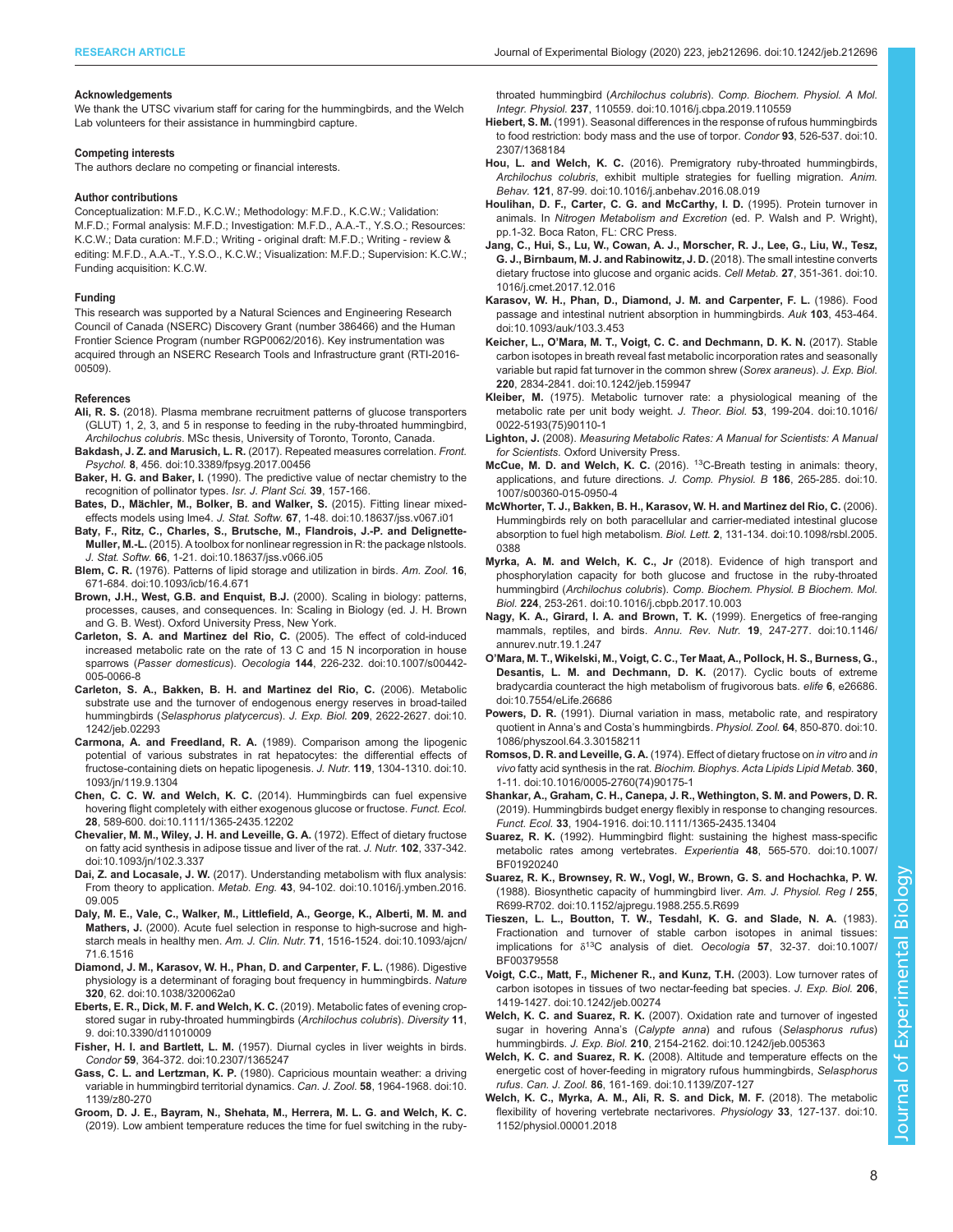### Acknowledgements

We thank the UTSC vivarium staff for caring for the hummingbirds, and the Welch Lab volunteers for their assistance in hummingbird capture.

### Competing interests

The authors declare no competing or financial interests.

### Author contributions

Conceptualization: M.F.D., K.C.W.; Methodology: M.F.D., K.C.W.; Validation: M.F.D.; Formal analysis: M.F.D.; Investigation: M.F.D., A.A.-T., Y.S.O.; Resources: K.C.W.; Data curation: M.F.D.; Writing - original draft: M.F.D.; Writing - review & editing: M.F.D., A.A.-T., Y.S.O., K.C.W.; Visualization: M.F.D.; Supervision: K.C.W.; Funding acquisition: K.C.W.

### Funding

This research was supported by a Natural Sciences and Engineering Research Council of Canada (NSERC) Discovery Grant (number 386466) and the Human Frontier Science Program (number RGP0062/2016). Key instrumentation was acquired through an NSERC Research Tools and Infrastructure grant (RTI-2016-00509).

### References

**Ali, R. S.** (2018). Plasma membrane recruitment patterns of glucose transporters (GLUT) 1, 2, 3, and 5 in response to feeding in the ruby-throated hummingbird, *Archilochus colubris*. MSc thesis, University of Toronto, Toronto, Canada.

**Bakdash, J. Z. and Marusich, L. R.** (2017). Repeated measures correlation. *Front. Psychol.* **8**, 456. doi:10.3389/fpsyg.2017.00456

**Baker, H. G. and Baker, I.** (1990). The predictive value of nectar chemistry to the recognition of pollinator types. *Isr. J. Plant Sci.* **39**, 157-166.

**Bates, D., Mächler, M., Bolker, B. and Walker, S.** (2015). Fitting linear mixed-effects models using lme4. *J. Stat. Softw.* **67**, 1-48. doi:10.18637/jss.v067.i01

**Baty, F., Ritz, C., Charles, S., Brutsche, M., Flandrois, J.-P. and Delignette-Muller, M.-L.** (2015). A toolbox for nonlinear regression in R: the package nlstools. *J. Stat. Softw.* **66**, 1-21. doi:10.18637/jss.v066.i05

**Blem, C. R.** (1976). Patterns of lipid storage and utilization in birds. *Am. Zool.* **16**, 671-684. doi:10.1093/icb/16.4.671

**Brown, J.H., West, G.B. and Enquist, B.J.** (2000). Scaling in biology: patterns, processes, causes, and consequences. In: Scaling in Biology (ed. J. H. Brown and G. B. West). Oxford University Press, New York.

**Carleton, S. A. and Martinez del Rio, C.** (2005). The effect of cold-induced increased metabolic rate on the rate of 13 C and 15 N incorporation in house sparrows (*Passer domesticus*). *Oecologia* **144**, 226-232. doi:10.1007/s00442-005-0066-8

**Carleton, S. A., Bakken, B. H. and Martinez del Rio, C.** (2006). Metabolic substrate use and the turnover of endogenous energy reserves in broad-tailed hummingbirds (*Selasphorus platycercus*). *J. Exp. Biol.* **209**, 2622-2627. doi:10.1242/jeb.02293

**Carmona, A. and Freedland, R. A.** (1989). Comparison among the lipogenic potential of various substrates in rat hepatocytes: the differential effects of fructose-containing diets on hepatic lipogenesis. *J. Nutr.* **119**, 1304-1310. doi:10.1093/jn/119.9.1304

**Chen, C. C. W. and Welch, K. C.** (2014). Hummingbirds can fuel expensive hovering flight completely with either exogenous glucose or fructose. *Funct. Ecol.* **28**, 589-600. doi:10.1111/1365-2435.12202

**Chevalier, M. M., Wiley, J. H. and Leveille, G. A.** (1972). Effect of dietary fructose on fatty acid synthesis in adipose tissue and liver of the rat. *J. Nutr.* **102**, 337-342. doi:10.1093/jn/102.3.337

**Dai, Z. and Locasale, J. W.** (2017). Understanding metabolism with flux analysis: From theory to application. *Metab. Eng.* **43**, 94-102. doi:10.1016/j.ymben.2016.09.005

**Daly, M. E., Vale, C., Walker, M., Littlefield, A., George, K., Alberti, M. M. and Mathers, J.** (2000). Acute fuel selection in response to high-sucrose and high-starch meals in healthy men. *Am. J. Clin. Nutr.* **71**, 1516-1524. doi:10.1093/ajcn/71.6.1516

**Diamond, J. M., Karasov, W. H., Phan, D. and Carpenter, F. L.** (1986). Digestive physiology is a determinant of foraging bout frequency in hummingbirds. *Nature* **320**, 62. doi:10.1038/320062a0

**Eberts, E. R., Dick, M. F. and Welch, K. C.** (2019). Metabolic fates of evening crop-stored sugar in ruby-throated hummingbirds (*Archilochus colubris*). *Diversity* **11**, 9. doi:10.3390/d11010009

**Fisher, H. I. and Bartlett, L. M.** (1957). Diurnal cycles in liver weights in birds. *Condor* **59**, 364-372. doi:10.2307/1365247

**Gass, C. L. and Lertzman, K. P.** (1980). Capricious mountain weather: a driving variable in hummingbird territorial dynamics. *Can. J. Zool.* **58**, 1964-1968. doi:10.1139/z80-270

**Groom, D. J. E., Bayram, N., Shehata, M., Herrera, M. L. G. and Welch, K. C.** (2019). Low ambient temperature reduces the time for fuel switching in the ruby-throated hummingbird (*Archilochus colubris*). *Comp. Biochem. Physiol. A Mol. Integr. Physiol.* **237**, 110559. doi:10.1016/j.cbpa.2019.110559

**Hiebert, S. M.** (1991). Seasonal differences in the response of rufous hummingbirds to food restriction: body mass and the use of torpor. *Condor* **93**, 526-537. doi:10.2307/1368184

**Hou, L. and Welch, K. C.** (2016). Premigratory ruby-throated hummingbirds, *Archilochus colubris*, exhibit multiple strategies for fuelling migration. *Anim. Behav.* **121**, 87-99. doi:10.1016/j.anbehav.2016.08.019

**Houlihan, D. F., Carter, C. G. and McCarthy, I. D.** (1995). Protein turnover in animals. In *Nitrogen Metabolism and Excretion* (ed. P. Walsh and P. Wright), pp.1-32. Boca Raton, FL: CRC Press.

**Jang, C., Hui, S., Lu, W., Cowan, A. J., Morscher, R. J., Lee, G., Liu, W., Tesz, G. J., Birnbaum, M. J. and Rabinowitz, J. D.** (2018). The small intestine converts dietary fructose into glucose and organic acids. *Cell Metab.* **27**, 351-361. doi:10.1016/j.cmet.2017.12.016

**Karasov, W. H., Phan, D., Diamond, J. M. and Carpenter, F. L.** (1986). Food passage and intestinal nutrient absorption in hummingbirds. *Auk* **103**, 453-464. doi:10.1093/auk/103.3.453

**Keicher, L., O'Mara, M. T., Voigt, C. C. and Dechmann, D. K. N.** (2017). Stable carbon isotopes in breath reveal fast metabolic incorporation rates and seasonally variable but rapid fat turnover in the common shrew (*Sorex araneus*). *J. Exp. Biol.* **220**, 2834-2841. doi:10.1242/jeb.159947

**Kleiber, M.** (1975). Metabolic turnover rate: a physiological meaning of the metabolic rate per unit body weight. *J. Theor. Biol.* **53**, 199-204. doi:10.1016/0022-5193(75)90110-1

**Lighton, J.** (2008). *Measuring Metabolic Rates: A Manual for Scientists: A Manual for Scientists*. Oxford University Press.

**McCue, M. D. and Welch, K. C.** (2016). $^{13}$C-Breath testing in animals: theory, applications, and future directions. *J. Comp. Physiol. B* **186**, 265-285. doi:10.1007/s00360-015-0950-4

**McWhorter, T. J., Bakken, B. H., Karasov, W. H. and Martinez del Rio, C.** (2006). Hummingbirds rely on both paracellular and carrier-mediated intestinal glucose absorption to fuel high metabolism. *Biol. Lett.* **2**, 131-134. doi:10.1098/rsbl.2005.0388

**Myrka, A. M. and Welch, K. C., Jr** (2018). Evidence of high transport and phosphorylation capacity for both glucose and fructose in the ruby-throated hummingbird (*Archilochus colubris*). *Comp. Biochem. Physiol. B Biochem. Mol. Biol.* **224**, 253-261. doi:10.1016/j.cbpb.2017.10.003

**Nagy, K. A., Girard, I. A. and Brown, T. K.** (1999). Energetics of free-ranging mammals, reptiles, and birds. *Annu. Rev. Nutr.* **19**, 247-277. doi:10.1146/annurev.nutr.19.1.247

**O'Mara, M. T., Wikelski, M., Voigt, C. C., Ter Maat, A., Pollock, H. S., Burness, G., Desantis, L. M. and Dechmann, D. K.** (2017). Cyclic bouts of extreme bradycardia counteract the high metabolism of frugivorous bats. *elife* **6**, e26686. doi:10.7554/eLife.26686

**Powers, D. R.** (1991). Diurnal variation in mass, metabolic rate, and respiratory quotient in Anna's and Costa's hummingbirds. *Physiol. Zool.* **64**, 850-870. doi:10.1086/physzool.64.3.30158211

**Romsos, D. R. and Leveille, G. A.** (1974). Effect of dietary fructose on *in vitro* and *in vivo* fatty acid synthesis in the rat. *Biochim. Biophys. Acta Lipids Lipid Metab.* **360**, 1-11. doi:10.1016/0005-2760(74)90175-1

**Shankar, A., Graham, C. H., Canepa, J. R., Wethington, S. M. and Powers, D. R.** (2019). Hummingbirds budget energy flexibly in response to changing resources. *Funct. Ecol.* **33**, 1904-1916. doi:10.1111/1365-2435.13404

**Suarez, R. K.** (1992). Hummingbird flight: sustaining the highest mass-specific metabolic rates among vertebrates. *Experientia* **48**, 565-570. doi:10.1007/BF01920240

**Suarez, R. K., Brownsey, R. W., Vogl, W., Brown, G. S. and Hochachka, P. W.** (1988). Biosynthetic capacity of hummingbird liver. *Am. J. Physiol. Reg I* **255**, R699-R702. doi:10.1152/ajpregu.1988.255.5.R699

**Tieszen, L. L., Boutton, T. W., Tesdahl, K. G. and Slade, N. A.** (1983). Fractionation and turnover of stable carbon isotopes in animal tissues: implications for δ$^{13}$C analysis of diet. *Oecologia* **57**, 32-37. doi:10.1007/BF00379558

**Voigt, C.C., Matt, F., Michener R., and Kunz, T.H.** (2003). Low turnover rates of carbon isotopes in tissues of two nectar-feeding bat species. *J. Exp. Biol.* **206**, 1419-1427. doi:10.1242/jeb.00274

**Welch, K. C. and Suarez, R. K.** (2007). Oxidation rate and turnover of ingested sugar in hovering Anna's (*Calypte anna*) and rufous (*Selasphorus rufus*) hummingbirds. *J. Exp. Biol.* **210**, 2154-2162. doi:10.1242/jeb.005363

**Welch, K. C. and Suarez, R. K.** (2008). Altitude and temperature effects on the energetic cost of hover-feeding in migratory rufous hummingbirds, *Selasphorus rufus*. *Can. J. Zool.* **86**, 161-169. doi:10.1139/Z07-127

**Welch, K. C., Myrka, A. M., Ali, R. S. and Dick, M. F.** (2018). The metabolic flexibility of hovering vertebrate nectarivores. *Physiology* **33**, 127-137. doi:10.1152/physiol.00001.2018